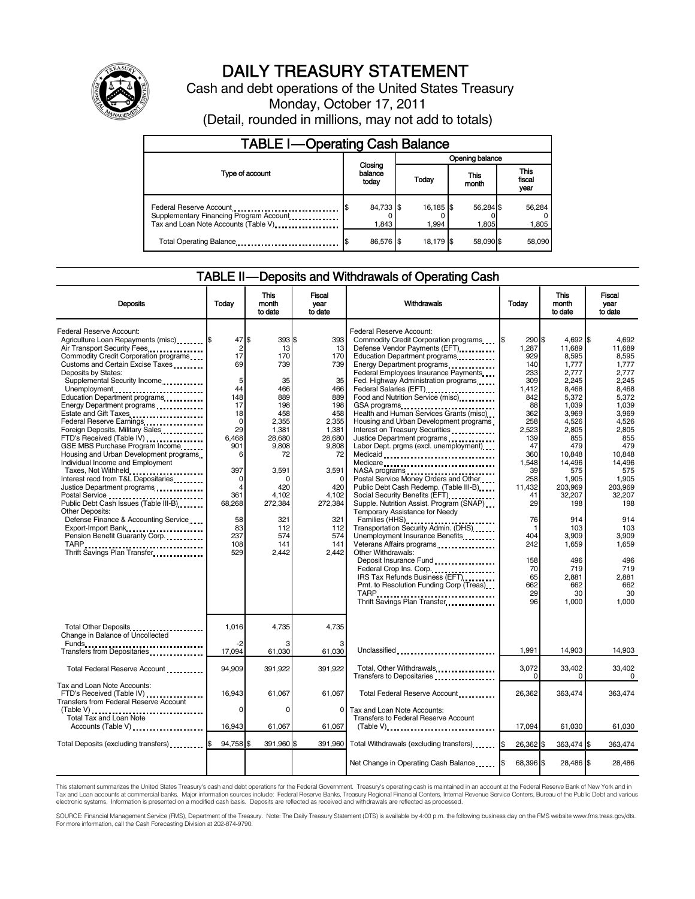# DAILY TREASURY STATEMENT

Cash and debt operations of the United States Treasury

Monday, October 17, 2011

(Detail, rounded in millions, may not add to totals)

## TABLE I—Operating Cash Balance

| Type of account | Closing balance today | Opening balance Today | Opening balance This month | Opening balance This fiscal year |
|---|---|---|---|---|
| Federal Reserve Account | $ 84,733 | $ 16,185 | $ 56,284 | $ 56,284 |
| Supplementary Financing Program Account | 0 | 0 | 0 | 0 |
| Tax and Loan Note Accounts (Table V) | 1,843 | 1,994 | 1,805 | 1,805 |
| Total Operating Balance | $ 86,576 | $ 18,179 | $ 58,090 | $ 58,090 |

## TABLE II—Deposits and Withdrawals of Operating Cash

| Deposits | Today | This month to date | Fiscal year to date |
|---|---|---|---|
| Federal Reserve Account: | | | |
| Agriculture Loan Repayments (misc) | $ 47 | $ 393 | $ 393 |
| Air Transport Security Fees | 2 | 13 | 13 |
| Commodity Credit Corporation programs | 17 | 170 | 170 |
| Customs and Certain Excise Taxes | 69 | 739 | 739 |
| Deposits by States: | | | |
| Supplemental Security Income | 5 | 35 | 35 |
| Unemployment | 44 | 466 | 466 |
| Education Department programs | 148 | 889 | 889 |
| Energy Department programs | 17 | 198 | 198 |
| Estate and Gift Taxes | 18 | 458 | 458 |
| Federal Reserve Earnings | 0 | 2,355 | 2,355 |
| Foreign Deposits, Military Sales | 29 | 1,381 | 1,381 |
| FTD's Received (Table IV) | 6,468 | 28,680 | 28,680 |
| GSE MBS Purchase Program Income | 901 | 9,808 | 9,808 |
| Housing and Urban Development programs | 6 | 72 | 72 |
| Individual Income and Employment Taxes, Not Withheld | 397 | 3,591 | 3,591 |
| Interest recd from T&L Depositaries | 0 | 0 | 0 |
| Justice Department programs | 4 | 420 | 420 |
| Postal Service | 361 | 4,102 | 4,102 |
| Public Debt Cash Issues (Table III-B) | 68,268 | 272,384 | 272,384 |
| Other Deposits: | | | |
| Defense Finance & Accounting Service | 58 | 321 | 321 |
| Export-Import Bank | 83 | 112 | 112 |
| Pension Benefit Guaranty Corp. | 237 | 574 | 574 |
| TARP | 108 | 141 | 141 |
| Thrift Savings Plan Transfer | 529 | 2,442 | 2,442 |
| Total Other Deposits | 1,016 | 4,735 | 4,735 |
| Change in Balance of Uncollected Funds | -2 | 3 | 3 |
| Transfers from Depositaries | 17,094 | 61,030 | 61,030 |
| Total Federal Reserve Account | 94,909 | 391,922 | 391,922 |
| Tax and Loan Note Accounts: | | | |
| FTD's Received (Table IV) | 16,943 | 61,067 | 61,067 |
| Transfers from Federal Reserve Account (Table V) | 0 | 0 | 0 |
| Total Tax and Loan Note Accounts (Table V) | 16,943 | 61,067 | 61,067 |
| Total Deposits (excluding transfers) | $ 94,758 | $ 391,960 | $ 391,960 |

| Withdrawals | Today | This month to date | Fiscal year to date |
|---|---|---|---|
| Federal Reserve Account: | | | |
| Commodity Credit Corporation programs | $ 290 | $ 4,692 | $ 4,692 |
| Defense Vendor Payments (EFT) | 1,287 | 11,689 | 11,689 |
| Education Department programs | 929 | 8,595 | 8,595 |
| Energy Department programs | 140 | 1,777 | 1,777 |
| Federal Employees Insurance Payments | 233 | 2,777 | 2,777 |
| Fed. Highway Administration programs | 309 | 2,245 | 2,245 |
| Federal Salaries (EFT) | 1,412 | 8,468 | 8,468 |
| Food and Nutrition Service (misc) | 842 | 5,372 | 5,372 |
| GSA programs | 88 | 1,039 | 1,039 |
| Health and Human Services Grants (misc) | 362 | 3,969 | 3,969 |
| Housing and Urban Development programs | 258 | 4,526 | 4,526 |
| Interest on Treasury Securities | 2,523 | 2,805 | 2,805 |
| Justice Department programs | 139 | 855 | 855 |
| Labor Dept. prgms (excl. unemployment) | 47 | 479 | 479 |
| Medicaid | 360 | 10,848 | 10,848 |
| Medicare | 1,548 | 14,496 | 14,496 |
| NASA programs | 39 | 575 | 575 |
| Postal Service Money Orders and Other | 258 | 1,905 | 1,905 |
| Public Debt Cash Redemp. (Table III-B) | 11,432 | 203,969 | 203,969 |
| Social Security Benefits (EFT) | 41 | 32,207 | 32,207 |
| Supple. Nutrition Assist. Program (SNAP) | 29 | 198 | 198 |
| Temporary Assistance for Needy Families (HHS) | 76 | 914 | 914 |
| Transportation Security Admin. (DHS) | 1 | 103 | 103 |
| Unemployment Insurance Benefits | 404 | 3,909 | 3,909 |
| Veterans Affairs programs | 242 | 1,659 | 1,659 |
| Other Withdrawals: | | | |
| Deposit Insurance Fund | 158 | 496 | 496 |
| Federal Crop Ins. Corp. | 70 | 719 | 719 |
| IRS Tax Refunds Business (EFT) | 65 | 2,881 | 2,881 |
| Pmt. to Resolution Funding Corp (Treas) | 662 | 662 | 662 |
| TARP | 29 | 30 | 30 |
| Thrift Savings Plan Transfer | 96 | 1,000 | 1,000 |
| Unclassified | 1,991 | 14,903 | 14,903 |
| Total, Other Withdrawals | 3,072 | 33,402 | 33,402 |
| Transfers to Depositaries | 0 | 0 | 0 |
| Total Federal Reserve Account | 26,362 | 363,474 | 363,474 |
| Tax and Loan Note Accounts: | | | |
| Transfers to Federal Reserve Account (Table V) | 17,094 | 61,030 | 61,030 |
| Total Withdrawals (excluding transfers) | $ 26,362 | $ 363,474 | $ 363,474 |
| Net Change in Operating Cash Balance | $ 68,396 | $ 28,486 | $ 28,486 |

This statement summarizes the United States Treasury's cash and debt operations for the Federal Government. Treasury's operating cash is maintained in an account at the Federal Reserve Bank of New York and in Tax and Loan accounts at commercial banks. Major information sources include: Federal Reserve Banks, Treasury Regional Financial Centers, Internal Revenue Service Centers, Bureau of the Public Debt and various electronic systems. Information is presented on a modified cash basis. Deposits are reflected as received and withdrawals are reflected as processed.

SOURCE: Financial Management Service (FMS), Department of the Treasury. Note: The Daily Treasury Statement (DTS) is available by 4:00 p.m. the following business day on the FMS website www.fms.treas.gov/dts. For more information, call the Cash Forecasting Division at 202-874-9790.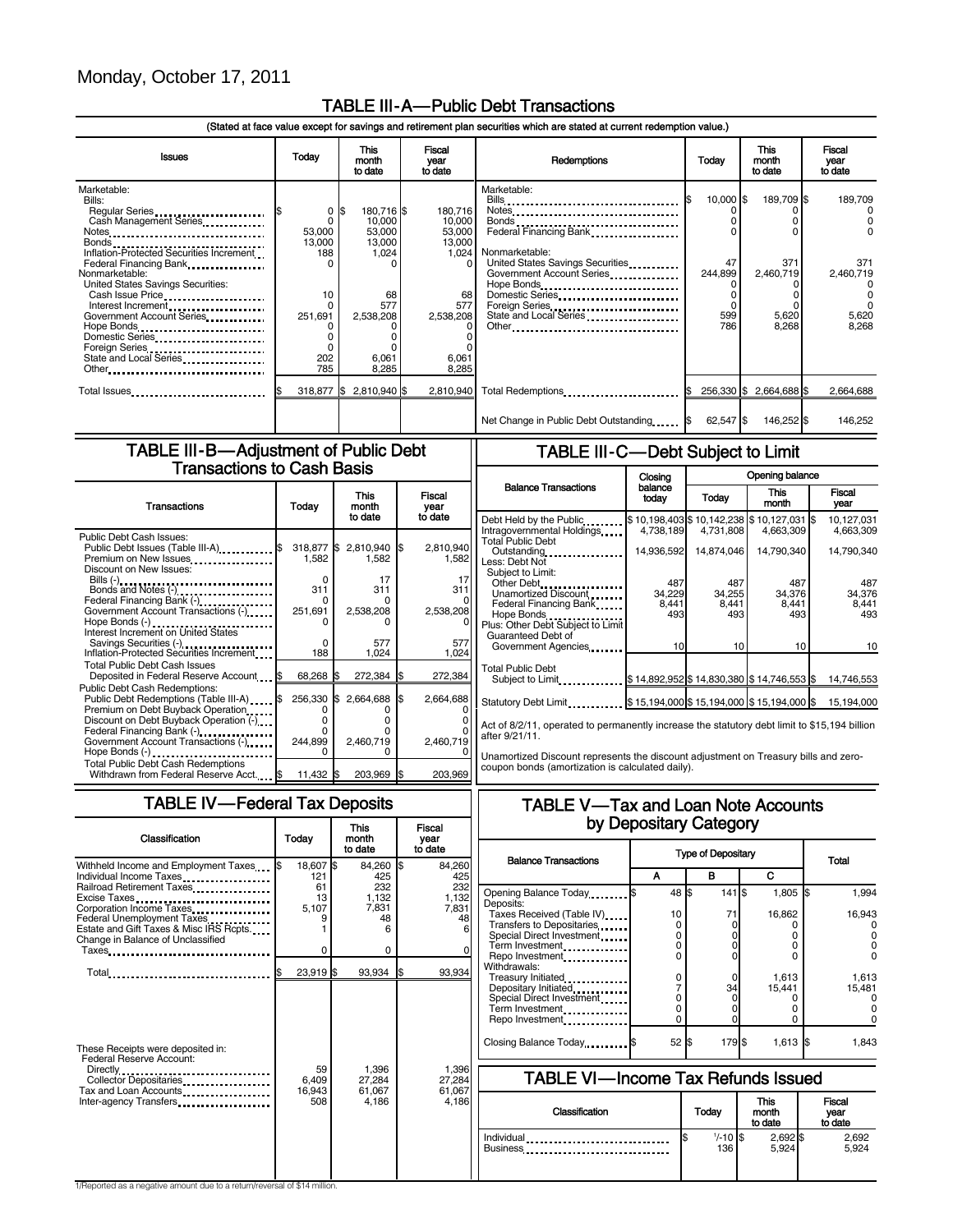Monday, October 17, 2011

## TABLE III-A—Public Debt Transactions

(Stated at face value except for savings and retirement plan securities which are stated at current redemption value.)

| Issues | Today | This month to date | Fiscal year to date |
|---|---|---|---|
| Marketable: | | | |
| Bills: | | | |
| Regular Series | $ 0 | $ 180,716 | $ 180,716 |
| Cash Management Series | 0 | 10,000 | 10,000 |
| Notes | 53,000 | 53,000 | 53,000 |
| Bonds | 13,000 | 13,000 | 13,000 |
| Inflation-Protected Securities Increment | 188 | 1,024 | 1,024 |
| Federal Financing Bank | 0 | 0 | 0 |
| Nonmarketable: | | | |
| United States Savings Securities: | | | |
| Cash Issue Price | 10 | 68 | 68 |
| Interest Increment | 0 | 577 | 577 |
| Government Account Series | 251,691 | 2,538,208 | 2,538,208 |
| Hope Bonds | 0 | 0 | 0 |
| Domestic Series | 0 | 0 | 0 |
| Foreign Series | 0 | 0 | 0 |
| State and Local Series | 202 | 6,061 | 6,061 |
| Other | 785 | 8,285 | 8,285 |
| Total Issues | $ 318,877 | $ 2,810,940 | $ 2,810,940 |

| Redemptions | Today | This month to date | Fiscal year to date |
|---|---|---|---|
| Marketable: | | | |
| Bills | $ 10,000 | $ 189,709 | $ 189,709 |
| Notes | 0 | 0 | 0 |
| Bonds | 0 | 0 | 0 |
| Federal Financing Bank | 0 | 0 | 0 |
| Nonmarketable: | | | |
| United States Savings Securities | 47 | 371 | 371 |
| Government Account Series | 244,899 | 2,460,719 | 2,460,719 |
| Hope Bonds | 0 | 0 | 0 |
| Domestic Series | 0 | 0 | 0 |
| Foreign Series | 0 | 0 | 0 |
| State and Local Series | 599 | 5,620 | 5,620 |
| Other | 786 | 8,268 | 8,268 |
| Total Redemptions | $ 256,330 | $ 2,664,688 | $ 2,664,688 |
| Net Change in Public Debt Outstanding | $ 62,547 | $ 146,252 | $ 146,252 |

## TABLE III-B—Adjustment of Public Debt Transactions to Cash Basis

| Transactions | Today | This month to date | Fiscal year to date |
|---|---|---|---|
| Public Debt Cash Issues: | | | |
| Public Debt Issues (Table III-A) | $ 318,877 | $ 2,810,940 | $ 2,810,940 |
| Premium on New Issues | 1,582 | 1,582 | 1,582 |
| Discount on New Issues: | | | |
| Bills (-) | 0 | 17 | 17 |
| Bonds and Notes (-) | 311 | 311 | 311 |
| Federal Financing Bank (-) | 0 | 0 | 0 |
| Government Account Transactions (-) | 251,691 | 2,538,208 | 2,538,208 |
| Hope Bonds (-) | 0 | 0 | 0 |
| Interest Increment on United States Savings Securities (-) | 0 | 577 | 577 |
| Inflation-Protected Securities Increment | 188 | 1,024 | 1,024 |
| Total Public Debt Cash Issues Deposited in Federal Reserve Account | $ 68,268 | $ 272,384 | $ 272,384 |
| Public Debt Cash Redemptions: | | | |
| Public Debt Redemptions (Table III-A) | $ 256,330 | $ 2,664,688 | $ 2,664,688 |
| Premium on Debt Buyback Operation | 0 | 0 | 0 |
| Discount on Debt Buyback Operation (-) | 0 | 0 | 0 |
| Federal Financing Bank (-) | 0 | 0 | 0 |
| Government Account Transactions (-) | 244,899 | 2,460,719 | 2,460,719 |
| Hope Bonds (-) | 0 | 0 | 0 |
| Total Public Debt Cash Redemptions Withdrawn from Federal Reserve Acct. | $ 11,432 | $ 203,969 | $ 203,969 |

## TABLE III-C—Debt Subject to Limit

| Balance Transactions | Closing balance today | Opening balance Today | Opening balance This month | Opening balance Fiscal year |
|---|---|---|---|---|
| Debt Held by the Public | $ 10,198,403 | $ 10,142,238 | $ 10,127,031 | $ 10,127,031 |
| Intragovernmental Holdings | 4,738,189 | 4,731,808 | 4,663,309 | 4,663,309 |
| Total Public Debt Outstanding | 14,936,592 | 14,874,046 | 14,790,340 | 14,790,340 |
| Less: Debt Not Subject to Limit: | | | | |
| Other Debt | 487 | 487 | 487 | 487 |
| Unamortized Discount | 34,229 | 34,255 | 34,376 | 34,376 |
| Federal Financing Bank | 8,441 | 8,441 | 8,441 | 8,441 |
| Hope Bonds | 493 | 493 | 493 | 493 |
| Plus: Other Debt Subject to Limit Guaranteed Debt of Government Agencies | 10 | 10 | 10 | 10 |
| Total Public Debt Subject to Limit | $ 14,892,952 | $ 14,830,380 | $ 14,746,553 | $ 14,746,553 |
| Statutory Debt Limit | $ 15,194,000 | $ 15,194,000 | $ 15,194,000 | $ 15,194,000 |

Act of 8/2/11, operated to permanently increase the statutory debt limit to $15,194 billion after 9/21/11.

Unamortized Discount represents the discount adjustment on Treasury bills and zero-coupon bonds (amortization is calculated daily).

## TABLE IV—Federal Tax Deposits

| Classification | Today | This month to date | Fiscal year to date |
|---|---|---|---|
| Withheld Income and Employment Taxes | $ 18,607 | $ 84,260 | $ 84,260 |
| Individual Income Taxes | 121 | 425 | 425 |
| Railroad Retirement Taxes | 61 | 232 | 232 |
| Excise Taxes | 13 | 1,132 | 1,132 |
| Corporation Income Taxes | 5,107 | 7,831 | 7,831 |
| Federal Unemployment Taxes | 9 | 48 | 48 |
| Estate and Gift Taxes & Misc IRS Rcpts. | 1 | 6 | 6 |
| Change in Balance of Unclassified Taxes | 0 | 0 | 0 |
| Total | $ 23,919 | $ 93,934 | $ 93,934 |
| These Receipts were deposited in: | | | |
| Federal Reserve Account: | | | |
| Directly | 59 | 1,396 | 1,396 |
| Collector Depositaries | 6,409 | 27,284 | 27,284 |
| Tax and Loan Accounts | 16,943 | 61,067 | 61,067 |
| Inter-agency Transfers | 508 | 4,186 | 4,186 |

## TABLE V—Tax and Loan Note Accounts by Depositary Category

| Balance Transactions | Type of Depositary A | Type of Depositary B | Type of Depositary C | Total |
|---|---|---|---|---|
| Opening Balance Today | $ 48 | $ 141 | $ 1,805 | $ 1,994 |
| Deposits: | | | | |
| Taxes Received (Table IV) | 10 | 71 | 16,862 | 16,943 |
| Transfers to Depositaries | 0 | 0 | 0 | 0 |
| Special Direct Investment | 0 | 0 | 0 | 0 |
| Term Investment | 0 | 0 | 0 | 0 |
| Repo Investment | 0 | 0 | 0 | 0 |
| Withdrawals: | | | | |
| Treasury Initiated | 0 | 0 | 1,613 | 1,613 |
| Depositary Initiated | 7 | 34 | 15,441 | 15,481 |
| Special Direct Investment | 0 | 0 | 0 | 0 |
| Term Investment | 0 | 0 | 0 | 0 |
| Repo Investment | 0 | 0 | 0 | 0 |
| Closing Balance Today | $ 52 | $ 179 | $ 1,613 | $ 1,843 |

## TABLE VI—Income Tax Refunds Issued

| Classification | Today | This month to date | Fiscal year to date |
|---|---|---|---|
| Individual | $ [1]-10 | $ 2,692 | $ 2,692 |
| Business | 136 | 5,924 | 5,924 |

1/Reported as a negative amount due to a return/reversal of $14 million.